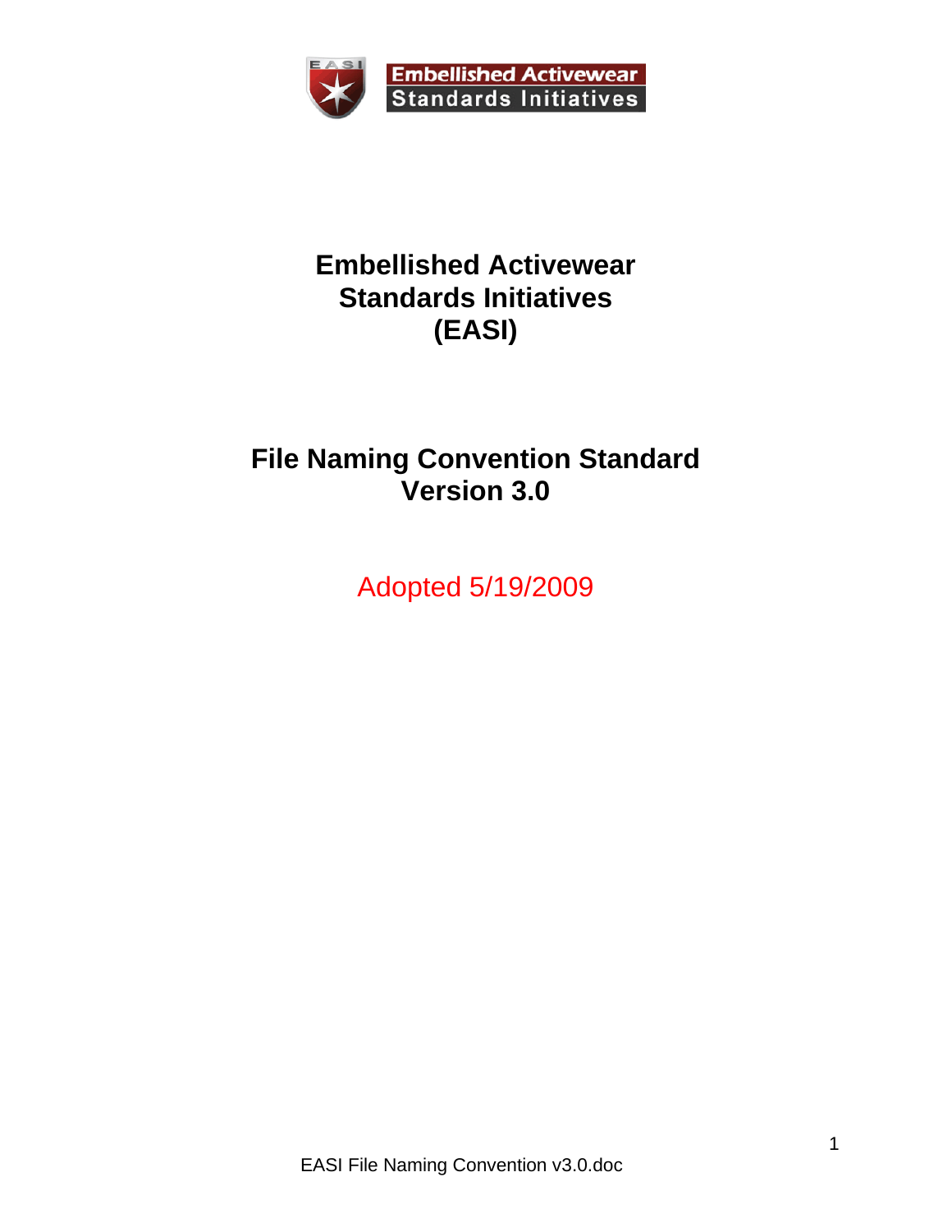# Embellished Activewear Standards Initiatives (EASI)

## File Naming Convention Standard Version 3.0

Adopted 5/19/2009

EASI File Naming Convention v3.0.doc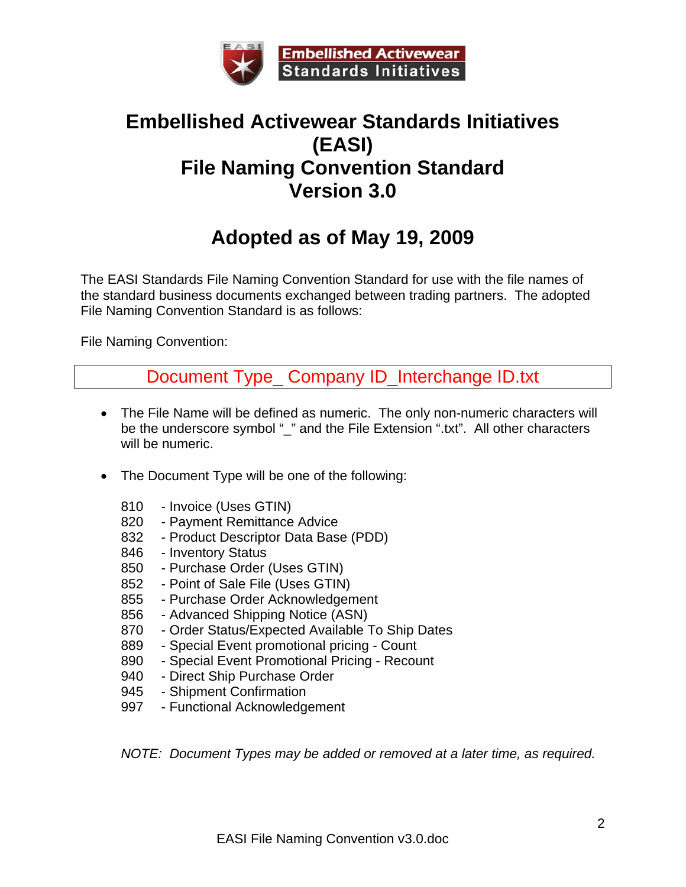Embellished Activewear
Standards Initiatives

# Embellished Activewear Standards Initiatives (EASI)
# File Naming Convention Standard
# Version 3.0

## Adopted as of May 19, 2009

The EASI Standards File Naming Convention Standard for use with the file names of the standard business documents exchanged between trading partners. The adopted File Naming Convention Standard is as follows:

File Naming Convention:

| Document Type_ Company ID_Interchange ID.txt |
|---|

- The File Name will be defined as numeric. The only non-numeric characters will be the underscore symbol "_" and the File Extension ".txt". All other characters will be numeric.

- The Document Type will be one of the following:

  810 - Invoice (Uses GTIN)
  820 - Payment Remittance Advice
  832 - Product Descriptor Data Base (PDD)
  846 - Inventory Status
  850 - Purchase Order (Uses GTIN)
  852 - Point of Sale File (Uses GTIN)
  855 - Purchase Order Acknowledgement
  856 - Advanced Shipping Notice (ASN)
  870 - Order Status/Expected Available To Ship Dates
  889 - Special Event promotional pricing - Count
  890 - Special Event Promotional Pricing - Recount
  940 - Direct Ship Purchase Order
  945 - Shipment Confirmation
  997 - Functional Acknowledgement

  *NOTE: Document Types may be added or removed at a later time, as required.*

EASI File Naming Convention v3.0.doc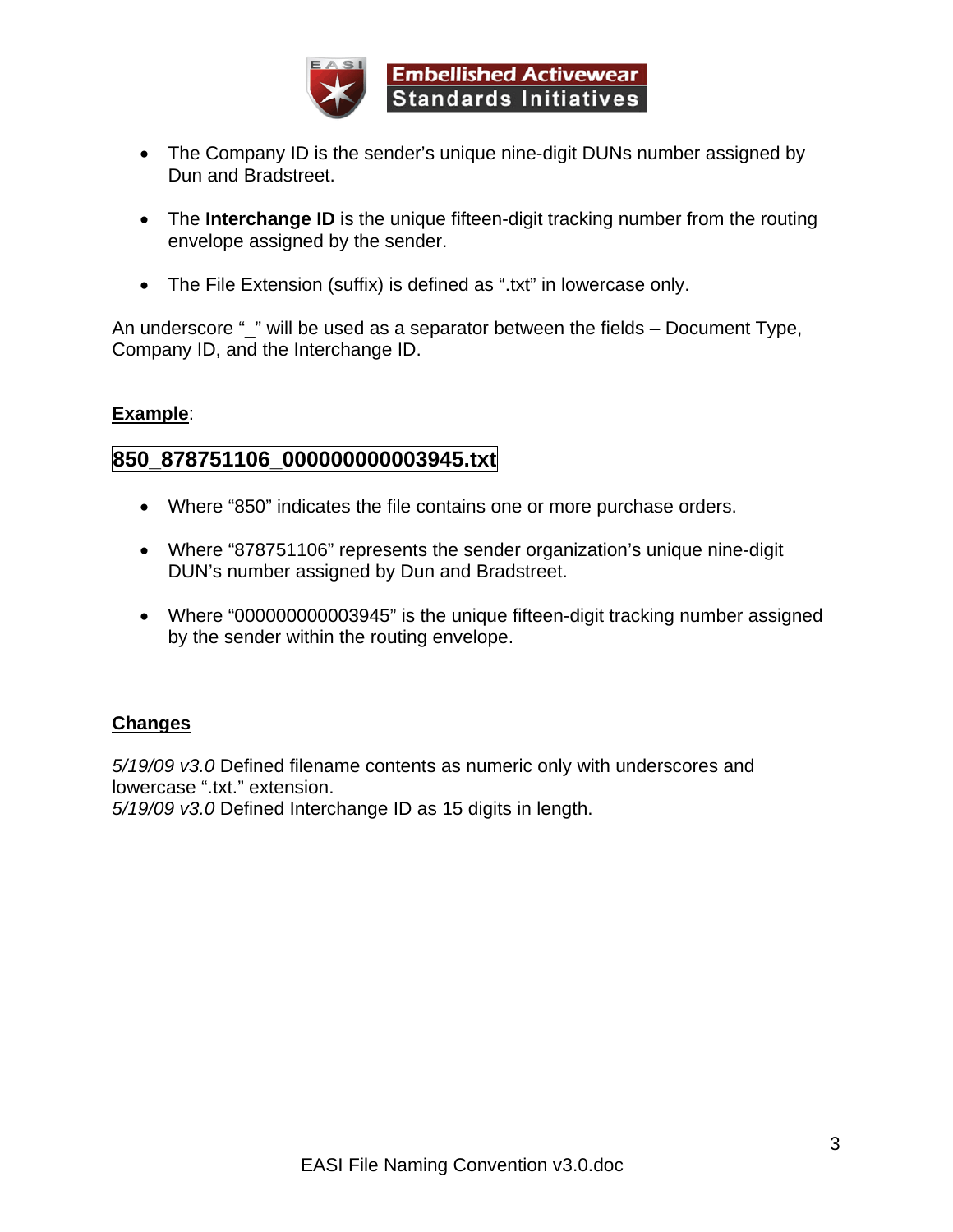- The Company ID is the sender's unique nine-digit DUNs number assigned by Dun and Bradstreet.

- The **Interchange ID** is the unique fifteen-digit tracking number from the routing envelope assigned by the sender.

- The File Extension (suffix) is defined as ".txt" in lowercase only.

An underscore "_" will be used as a separator between the fields – Document Type, Company ID, and the Interchange ID.

**Example**:

**850_878751106_000000000003945.txt**

- Where "850" indicates the file contains one or more purchase orders.

- Where "878751106" represents the sender organization's unique nine-digit DUN's number assigned by Dun and Bradstreet.

- Where "000000000003945" is the unique fifteen-digit tracking number assigned by the sender within the routing envelope.

**Changes**

*5/19/09 v3.0* Defined filename contents as numeric only with underscores and lowercase ".txt." extension.
*5/19/09 v3.0* Defined Interchange ID as 15 digits in length.